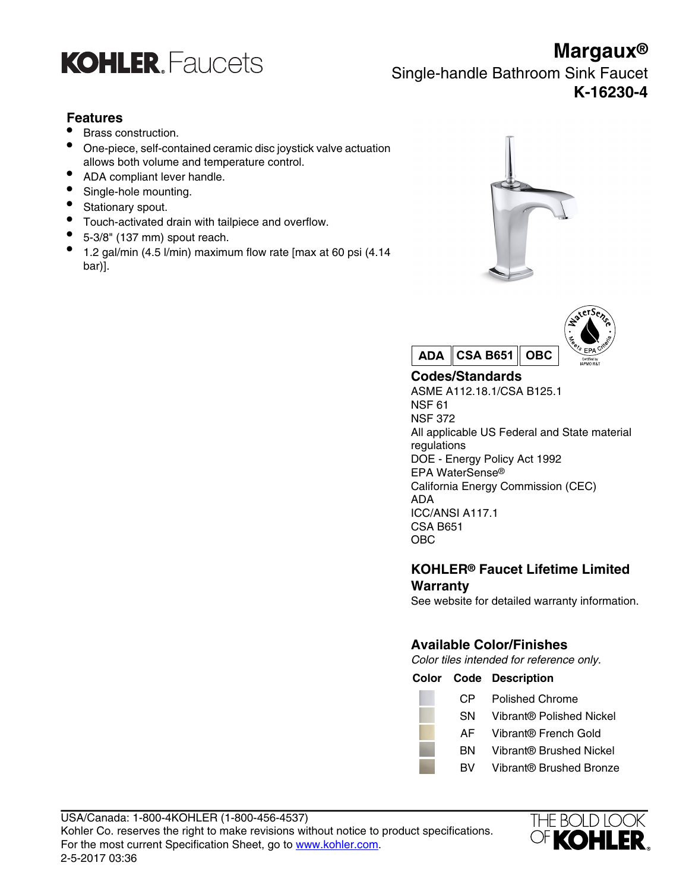KOHLER. Faucets

# Margaux®

## Single-handle Bathroom Sink Faucet

**K-16230-4**

## Features

- Brass construction.
- One-piece, self-contained ceramic disc joystick valve actuation allows both volume and temperature control.
- ADA compliant lever handle.
- Single-hole mounting.
- Stationary spout.
- Touch-activated drain with tailpiece and overflow.
- 5-3/8" (137 mm) spout reach.
- 1.2 gal/min (4.5 l/min) maximum flow rate [max at 60 psi (4.14 bar)].

**ADA** | **CSA B651** | **OBC**

WaterSense® Meets EPA Criteria — Certified by IAPMO R&T

## Codes/Standards

ASME A112.18.1/CSA B125.1
NSF 61
NSF 372
All applicable US Federal and State material regulations
DOE - Energy Policy Act 1992
EPA WaterSense®
California Energy Commission (CEC)
ADA
ICC/ANSI A117.1
CSA B651
OBC

## KOHLER® Faucet Lifetime Limited Warranty

See website for detailed warranty information.

## Available Color/Finishes

*Color tiles intended for reference only.*

| Color | Code | Description |
|---|---|---|
| | CP | Polished Chrome |
| | SN | Vibrant® Polished Nickel |
| | AF | Vibrant® French Gold |
| | BN | Vibrant® Brushed Nickel |
| | BV | Vibrant® Brushed Bronze |

USA/Canada: 1-800-4KOHLER (1-800-456-4537)
Kohler Co. reserves the right to make revisions without notice to product specifications.
For the most current Specification Sheet, go to www.kohler.com.
2-5-2017 03:36

THE BOLD LOOK OF KOHLER.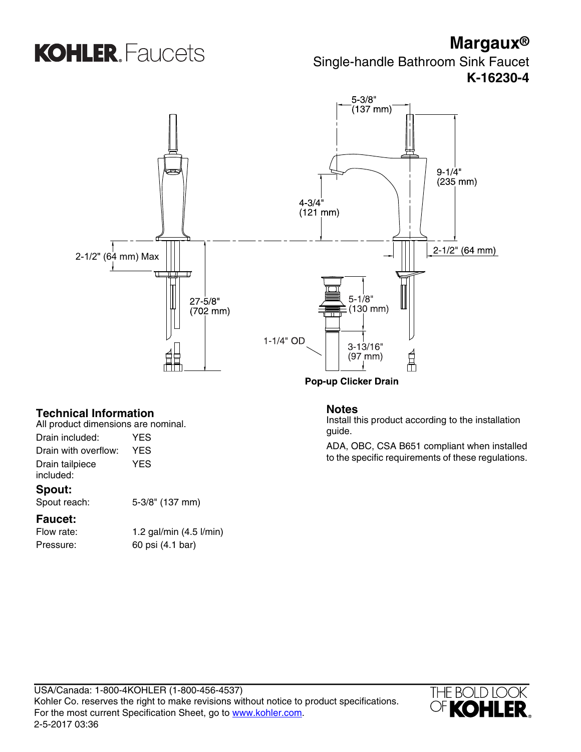# KOHLER. Faucets

## Margaux®

Single-handle Bathroom Sink Faucet

**K-16230-4**

5-3/8"
(137 mm)

9-1/4"
(235 mm)

4-3/4"
(121 mm)

2-1/2" (64 mm) Max

2-1/2" (64 mm)

27-5/8"
(702 mm)

5-1/8"
(130 mm)

1-1/4" OD

3-13/16"
(97 mm)

**Pop-up Clicker Drain**

### Technical Information

All product dimensions are nominal.

| | |
|---|---|
| Drain included: | YES |
| Drain with overflow: | YES |
| Drain tailpiece included: | YES |

### Spout:

| | |
|---|---|
| Spout reach: | 5-3/8" (137 mm) |

### Faucet:

| | |
|---|---|
| Flow rate: | 1.2 gal/min (4.5 l/min) |
| Pressure: | 60 psi (4.1 bar) |

### Notes

Install this product according to the installation guide.

ADA, OBC, CSA B651 compliant when installed to the specific requirements of these regulations.

USA/Canada: 1-800-4KOHLER (1-800-456-4537)
Kohler Co. reserves the right to make revisions without notice to product specifications.
For the most current Specification Sheet, go to www.kohler.com.
2-5-2017 03:36

THE BOLD LOOK OF KOHLER.